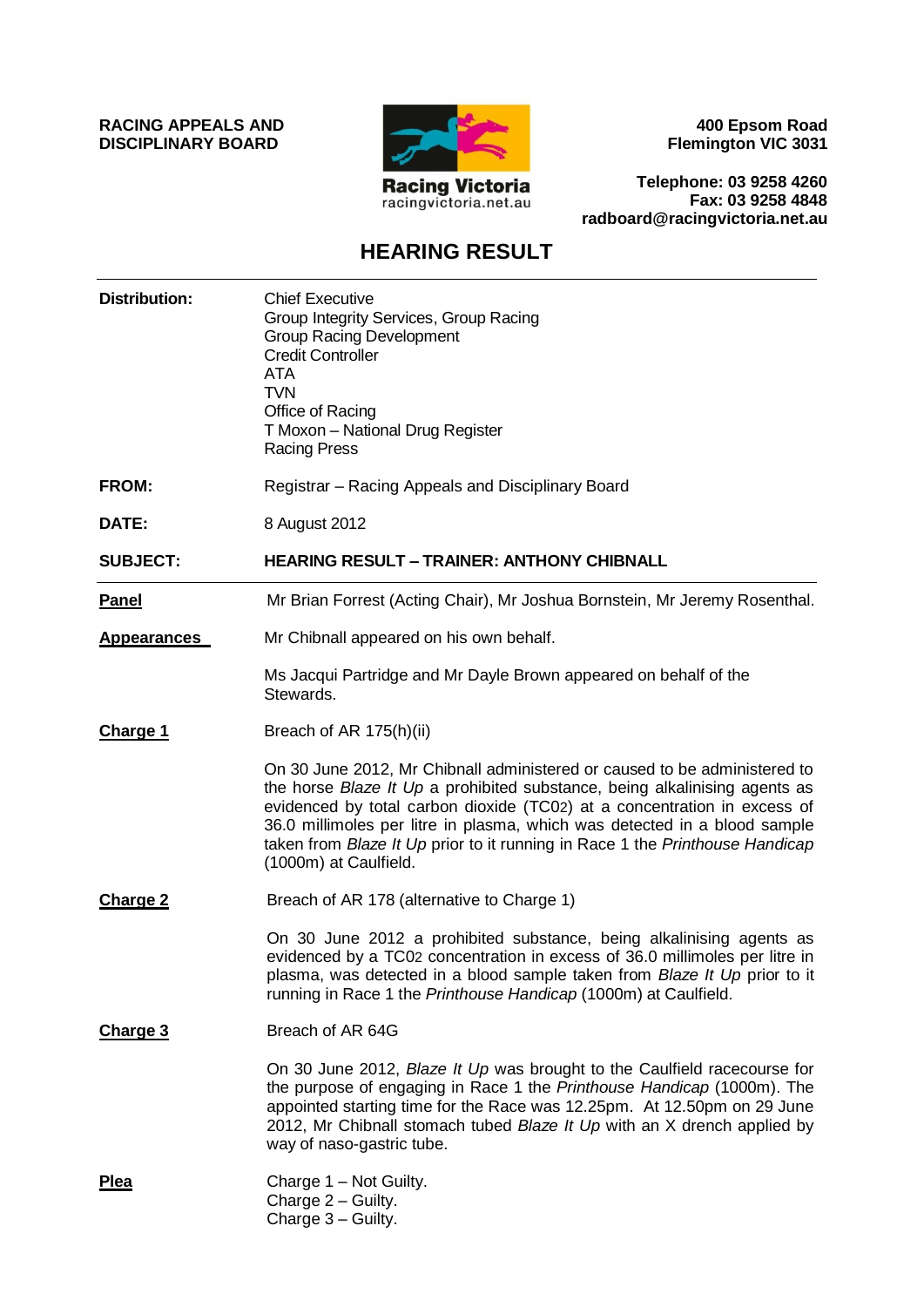**RACING APPEALS AND DISCIPLINARY BOARD**

Racing Victoria
racingvictoria.net.au

**400 Epsom Road**
**Flemington VIC 3031**

**Telephone: 03 9258 4260**
**Fax: 03 9258 4848**
**radboard@racingvictoria.net.au**

# HEARING RESULT

| | |
|---|---|
| **Distribution:** | Chief Executive<br>Group Integrity Services, Group Racing<br>Group Racing Development<br>Credit Controller<br>ATA<br>TVN<br>Office of Racing<br>T Moxon – National Drug Register<br>Racing Press |
| **FROM:** | Registrar – Racing Appeals and Disciplinary Board |
| **DATE:** | 8 August 2012 |
| **SUBJECT:** | **HEARING RESULT – TRAINER: ANTHONY CHIBNALL** |

**Panel**

Mr Brian Forrest (Acting Chair), Mr Joshua Bornstein, Mr Jeremy Rosenthal.

**Appearances**

Mr Chibnall appeared on his own behalf.

Ms Jacqui Partridge and Mr Dayle Brown appeared on behalf of the Stewards.

**Charge 1**

Breach of AR 175(h)(ii)

On 30 June 2012, Mr Chibnall administered or caused to be administered to the horse *Blaze It Up* a prohibited substance, being alkalinising agents as evidenced by total carbon dioxide (TC02) at a concentration in excess of 36.0 millimoles per litre in plasma, which was detected in a blood sample taken from *Blaze It Up* prior to it running in Race 1 the *Printhouse Handicap* (1000m) at Caulfield.

**Charge 2**

Breach of AR 178 (alternative to Charge 1)

On 30 June 2012 a prohibited substance, being alkalinising agents as evidenced by a TC02 concentration in excess of 36.0 millimoles per litre in plasma, was detected in a blood sample taken from *Blaze It Up* prior to it running in Race 1 the *Printhouse Handicap* (1000m) at Caulfield.

**Charge 3**

Breach of AR 64G

On 30 June 2012, *Blaze It Up* was brought to the Caulfield racecourse for the purpose of engaging in Race 1 the *Printhouse Handicap* (1000m). The appointed starting time for the Race was 12.25pm. At 12.50pm on 29 June 2012, Mr Chibnall stomach tubed *Blaze It Up* with an X drench applied by way of naso-gastric tube.

**Plea**

Charge 1 – Not Guilty.
Charge 2 – Guilty.
Charge 3 – Guilty.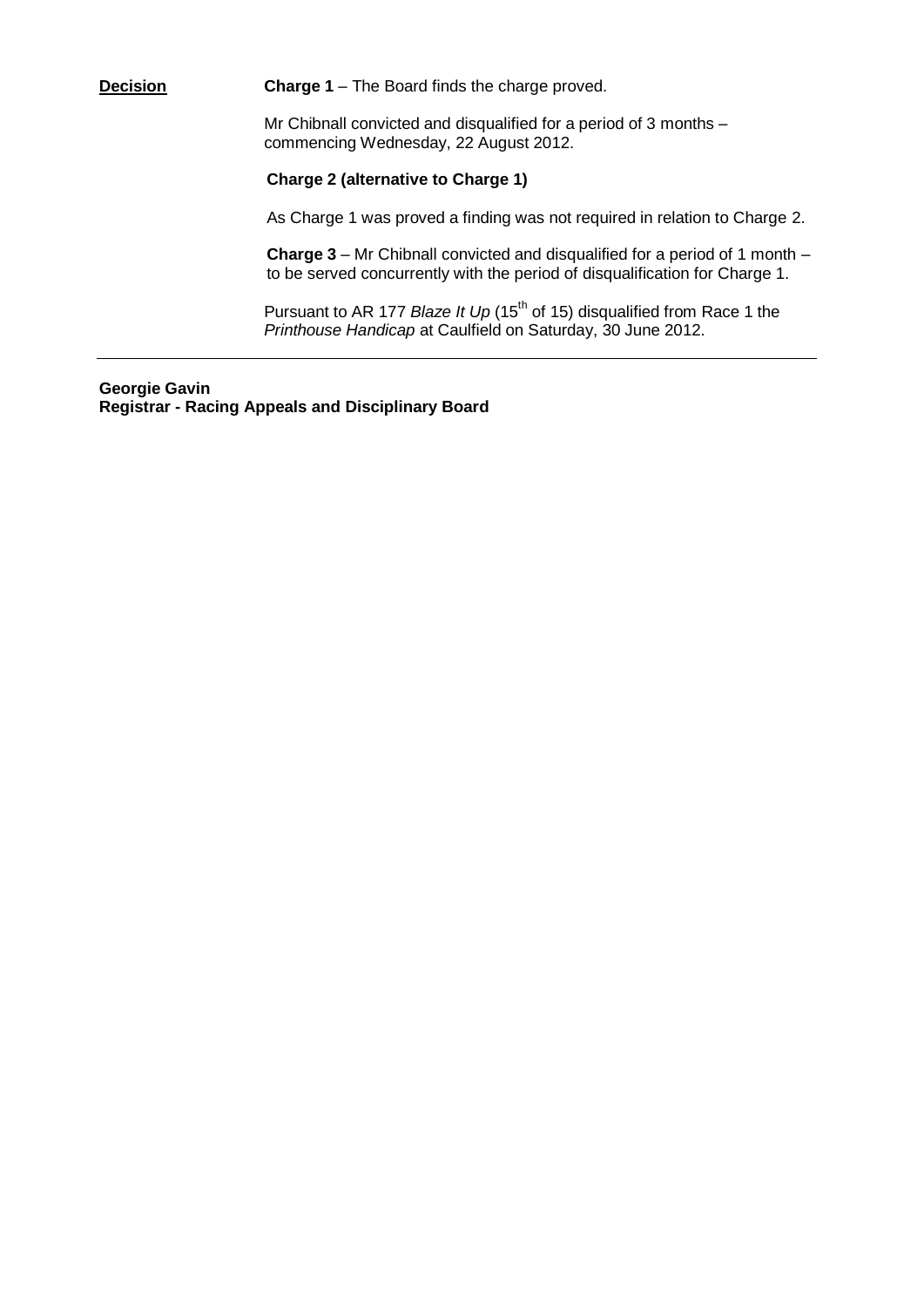**Decision**

**Charge 1** – The Board finds the charge proved.

Mr Chibnall convicted and disqualified for a period of 3 months – commencing Wednesday, 22 August 2012.

**Charge 2 (alternative to Charge 1)**

As Charge 1 was proved a finding was not required in relation to Charge 2.

**Charge 3** – Mr Chibnall convicted and disqualified for a period of 1 month – to be served concurrently with the period of disqualification for Charge 1.

Pursuant to AR 177 *Blaze It Up* (15th of 15) disqualified from Race 1 the *Printhouse Handicap* at Caulfield on Saturday, 30 June 2012.

---

**Georgie Gavin**
**Registrar - Racing Appeals and Disciplinary Board**